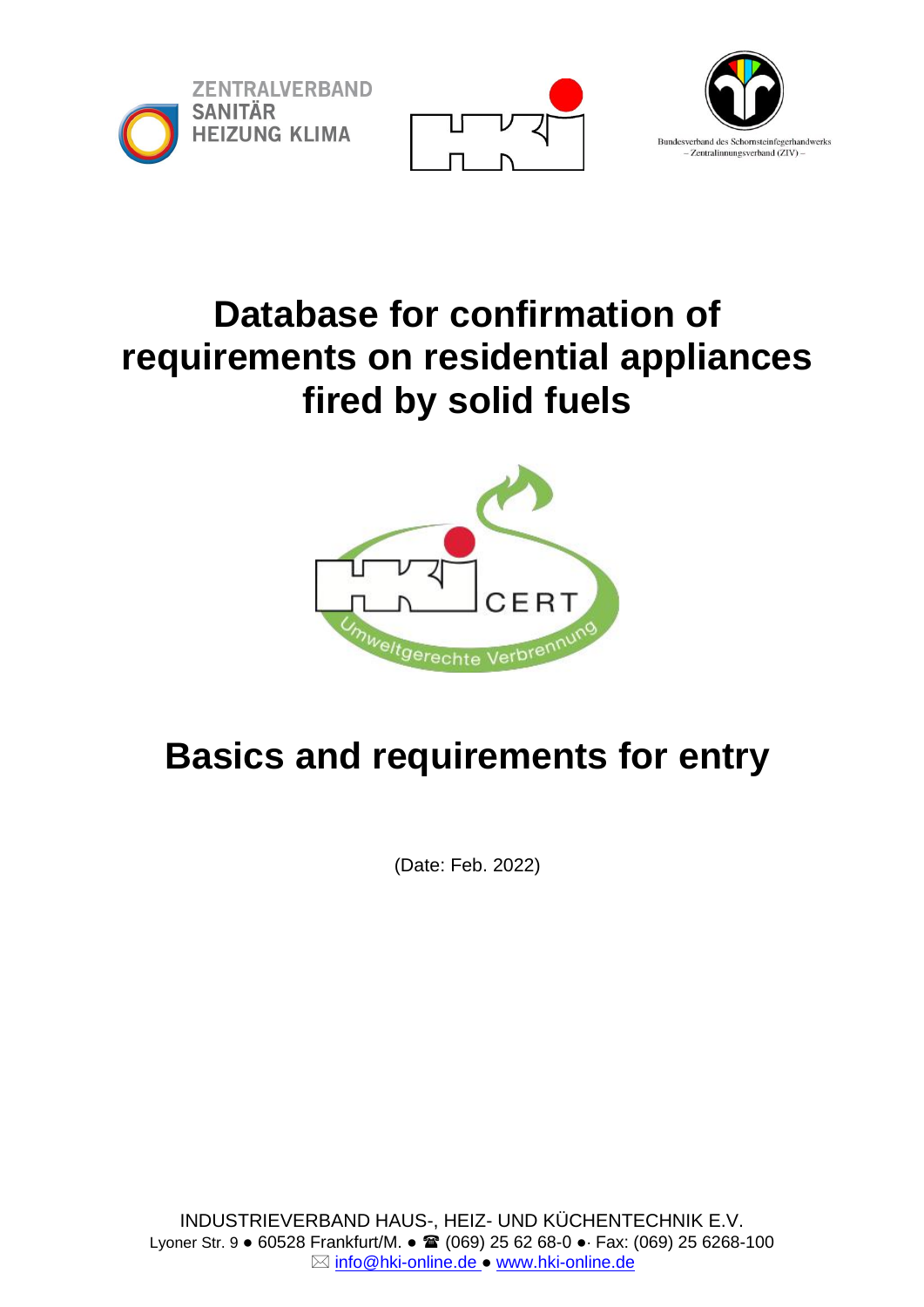ZENTRALVERBAND SANITÄR HEIZUNG KLIMA

Bundesverband des Schornsteinfegerhandwerks – Zentralinnungsverband (ZIV) –

# Database for confirmation of requirements on residential appliances fired by solid fuels

CERT

Umweltgerechte Verbrennung

# Basics and requirements for entry

(Date: Feb. 2022)

INDUSTRIEVERBAND HAUS-, HEIZ- UND KÜCHENTECHNIK E.V.
Lyoner Str. 9 ● 60528 Frankfurt/M. ● ☎ (069) 25 62 68-0 ● Fax: (069) 25 6268-100
✉ info@hki-online.de ● www.hki-online.de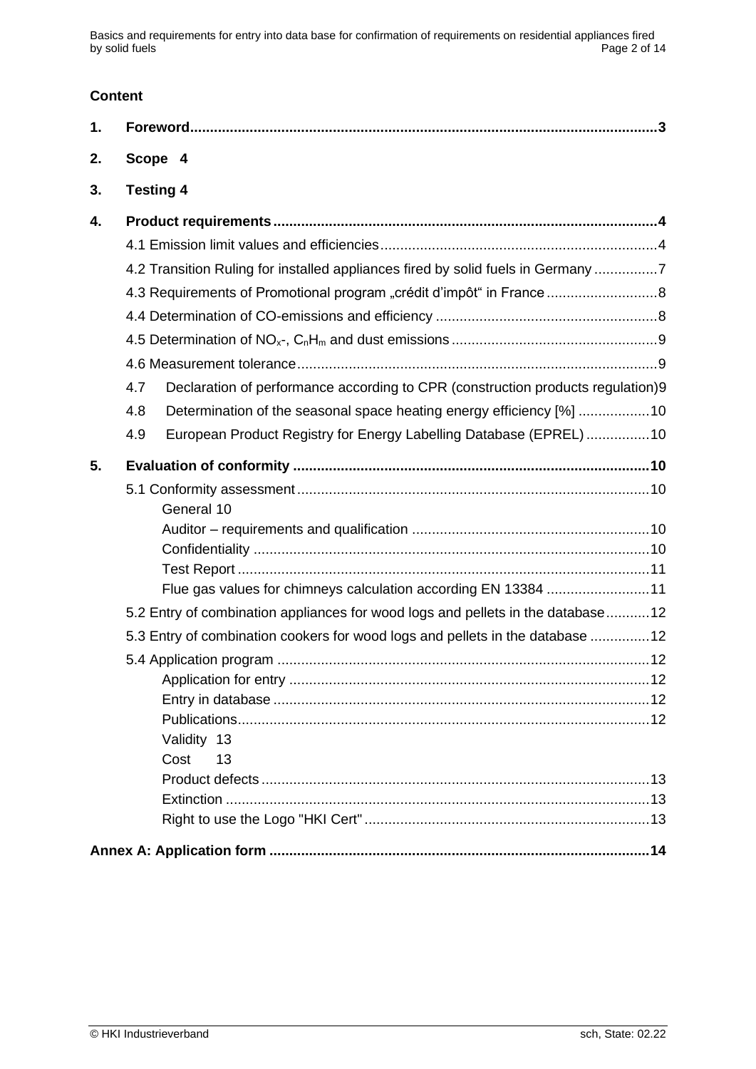## Content

| | | |
|---|---|---|
| **1.** | **Foreword** | **3** |
| **2.** | **Scope** | **4** |
| **3.** | **Testing** | **4** |
| **4.** | **Product requirements** | **4** |
| | 4.1 Emission limit values and efficiencies | 4 |
| | 4.2 Transition Ruling for installed appliances fired by solid fuels in Germany | 7 |
| | 4.3 Requirements of Promotional program „crédit d'impôt" in France | 8 |
| | 4.4 Determination of CO-emissions and efficiency | 8 |
| | 4.5 Determination of $NO_x$-, $C_nH_m$ and dust emissions | 9 |
| | 4.6 Measurement tolerance | 9 |
| | 4.7 Declaration of performance according to CPR (construction products regulation) | 9 |
| | 4.8 Determination of the seasonal space heating energy efficiency [%] | 10 |
| | 4.9 European Product Registry for Energy Labelling Database (EPREL) | 10 |
| **5.** | **Evaluation of conformity** | **10** |
| | 5.1 Conformity assessment | 10 |
| | General | 10 |
| | Auditor – requirements and qualification | 10 |
| | Confidentiality | 10 |
| | Test Report | 11 |
| | Flue gas values for chimneys calculation according EN 13384 | 11 |
| | 5.2 Entry of combination appliances for wood logs and pellets in the database | 12 |
| | 5.3 Entry of combination cookers for wood logs and pellets in the database | 12 |
| | 5.4 Application program | 12 |
| | Application for entry | 12 |
| | Entry in database | 12 |
| | Publications | 12 |
| | Validity | 13 |
| | Cost | 13 |
| | Product defects | 13 |
| | Extinction | 13 |
| | Right to use the Logo "HKI Cert" | 13 |
| **Annex A: Application form** | | **14** |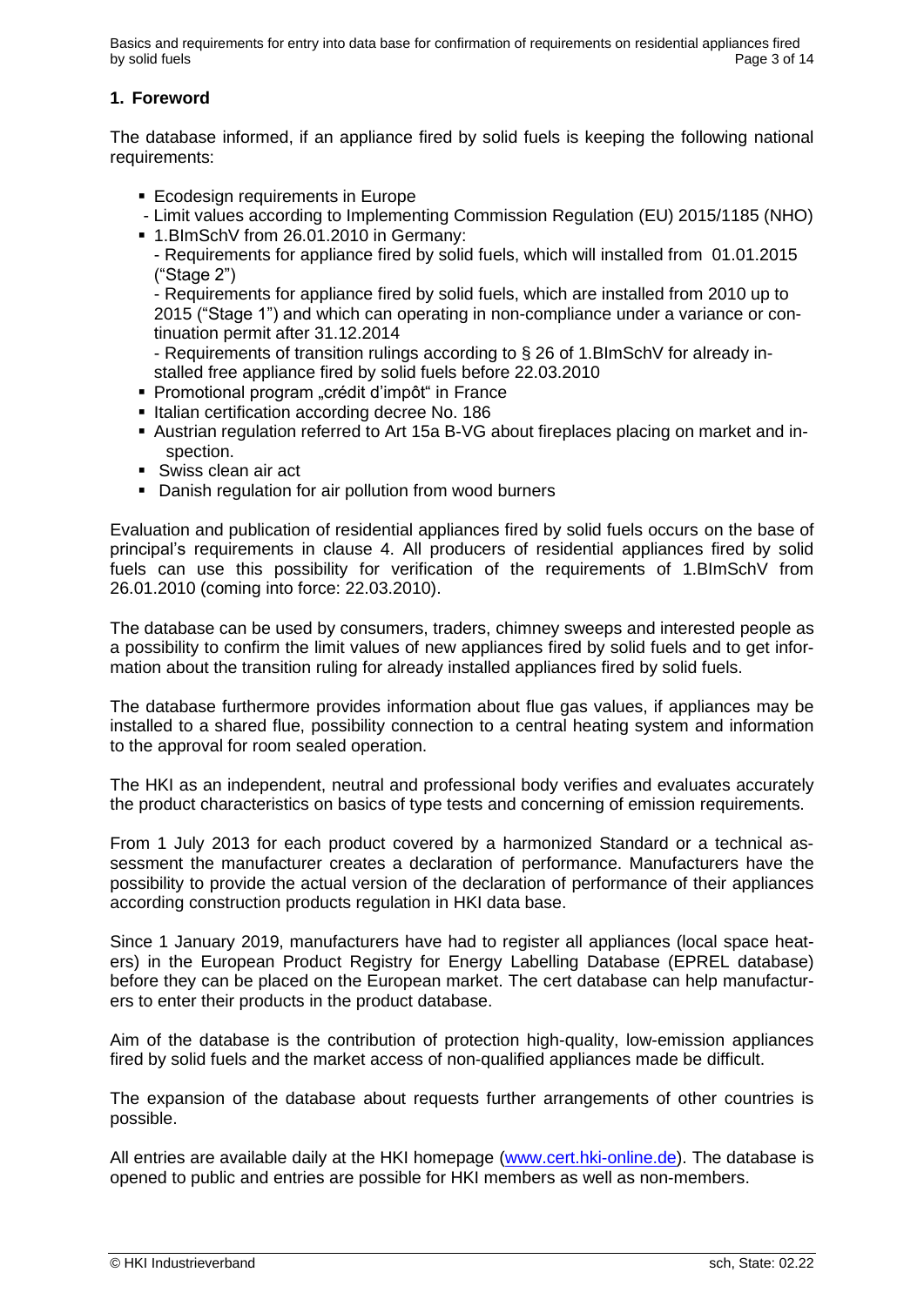## 1. Foreword

The database informed, if an appliance fired by solid fuels is keeping the following national requirements:

- Ecodesign requirements in Europe
  - Limit values according to Implementing Commission Regulation (EU) 2015/1185 (NHO)
- 1.BImSchV from 26.01.2010 in Germany:
  - Requirements for appliance fired by solid fuels, which will installed from 01.01.2015 ("Stage 2")
  - Requirements for appliance fired by solid fuels, which are installed from 2010 up to 2015 ("Stage 1") and which can operating in non-compliance under a variance or continuation permit after 31.12.2014
  - Requirements of transition rulings according to § 26 of 1.BImSchV for already installed free appliance fired by solid fuels before 22.03.2010
- Promotional program „crédit d'impôt" in France
- Italian certification according decree No. 186
- Austrian regulation referred to Art 15a B-VG about fireplaces placing on market and inspection.
- Swiss clean air act
- Danish regulation for air pollution from wood burners

Evaluation and publication of residential appliances fired by solid fuels occurs on the base of principal's requirements in clause 4. All producers of residential appliances fired by solid fuels can use this possibility for verification of the requirements of 1.BImSchV from 26.01.2010 (coming into force: 22.03.2010).

The database can be used by consumers, traders, chimney sweeps and interested people as a possibility to confirm the limit values of new appliances fired by solid fuels and to get information about the transition ruling for already installed appliances fired by solid fuels.

The database furthermore provides information about flue gas values, if appliances may be installed to a shared flue, possibility connection to a central heating system and information to the approval for room sealed operation.

The HKI as an independent, neutral and professional body verifies and evaluates accurately the product characteristics on basics of type tests and concerning of emission requirements.

From 1 July 2013 for each product covered by a harmonized Standard or a technical assessment the manufacturer creates a declaration of performance. Manufacturers have the possibility to provide the actual version of the declaration of performance of their appliances according construction products regulation in HKI data base.

Since 1 January 2019, manufacturers have had to register all appliances (local space heaters) in the European Product Registry for Energy Labelling Database (EPREL database) before they can be placed on the European market. The cert database can help manufacturers to enter their products in the product database.

Aim of the database is the contribution of protection high-quality, low-emission appliances fired by solid fuels and the market access of non-qualified appliances made be difficult.

The expansion of the database about requests further arrangements of other countries is possible.

All entries are available daily at the HKI homepage (www.cert.hki-online.de). The database is opened to public and entries are possible for HKI members as well as non-members.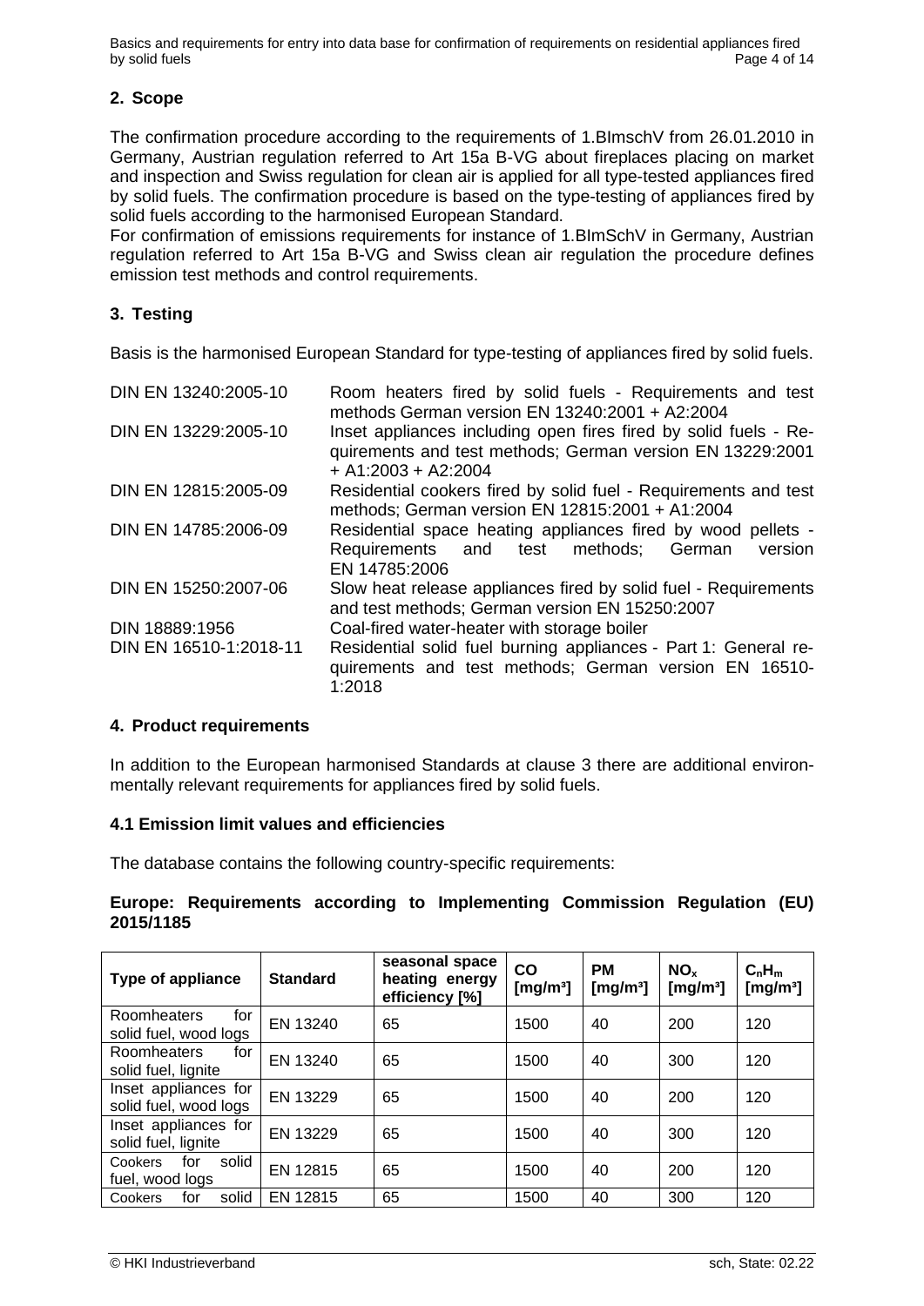## 2. Scope

The confirmation procedure according to the requirements of 1.BImschV from 26.01.2010 in Germany, Austrian regulation referred to Art 15a B-VG about fireplaces placing on market and inspection and Swiss regulation for clean air is applied for all type-tested appliances fired by solid fuels. The confirmation procedure is based on the type-testing of appliances fired by solid fuels according to the harmonised European Standard.

For confirmation of emissions requirements for instance of 1.BImSchV in Germany, Austrian regulation referred to Art 15a B-VG and Swiss clean air regulation the procedure defines emission test methods and control requirements.

## 3. Testing

Basis is the harmonised European Standard for type-testing of appliances fired by solid fuels.

| | |
|---|---|
| DIN EN 13240:2005-10 | Room heaters fired by solid fuels - Requirements and test methods German version EN 13240:2001 + A2:2004 |
| DIN EN 13229:2005-10 | Inset appliances including open fires fired by solid fuels - Requirements and test methods; German version EN 13229:2001 + A1:2003 + A2:2004 |
| DIN EN 12815:2005-09 | Residential cookers fired by solid fuel - Requirements and test methods; German version EN 12815:2001 + A1:2004 |
| DIN EN 14785:2006-09 | Residential space heating appliances fired by wood pellets - Requirements and test methods; German version EN 14785:2006 |
| DIN EN 15250:2007-06 | Slow heat release appliances fired by solid fuel - Requirements and test methods; German version EN 15250:2007 |
| DIN 18889:1956 | Coal-fired water-heater with storage boiler |
| DIN EN 16510-1:2018-11 | Residential solid fuel burning appliances - Part 1: General requirements and test methods; German version EN 16510-1:2018 |

## 4. Product requirements

In addition to the European harmonised Standards at clause 3 there are additional environmentally relevant requirements for appliances fired by solid fuels.

### 4.1 Emission limit values and efficiencies

The database contains the following country-specific requirements:

**Europe: Requirements according to Implementing Commission Regulation (EU) 2015/1185**

| Type of appliance | Standard | seasonal space heating energy efficiency [%] | CO [mg/m³] | PM [mg/m³] | $NO_x$ [mg/m³] | $C_nH_m$ [mg/m³] |
|---|---|---|---|---|---|---|
| Roomheaters for solid fuel, wood logs | EN 13240 | 65 | 1500 | 40 | 200 | 120 |
| Roomheaters for solid fuel, lignite | EN 13240 | 65 | 1500 | 40 | 300 | 120 |
| Inset appliances for solid fuel, wood logs | EN 13229 | 65 | 1500 | 40 | 200 | 120 |
| Inset appliances for solid fuel, lignite | EN 13229 | 65 | 1500 | 40 | 300 | 120 |
| Cookers for solid fuel, wood logs | EN 12815 | 65 | 1500 | 40 | 200 | 120 |
| Cookers for solid | EN 12815 | 65 | 1500 | 40 | 300 | 120 |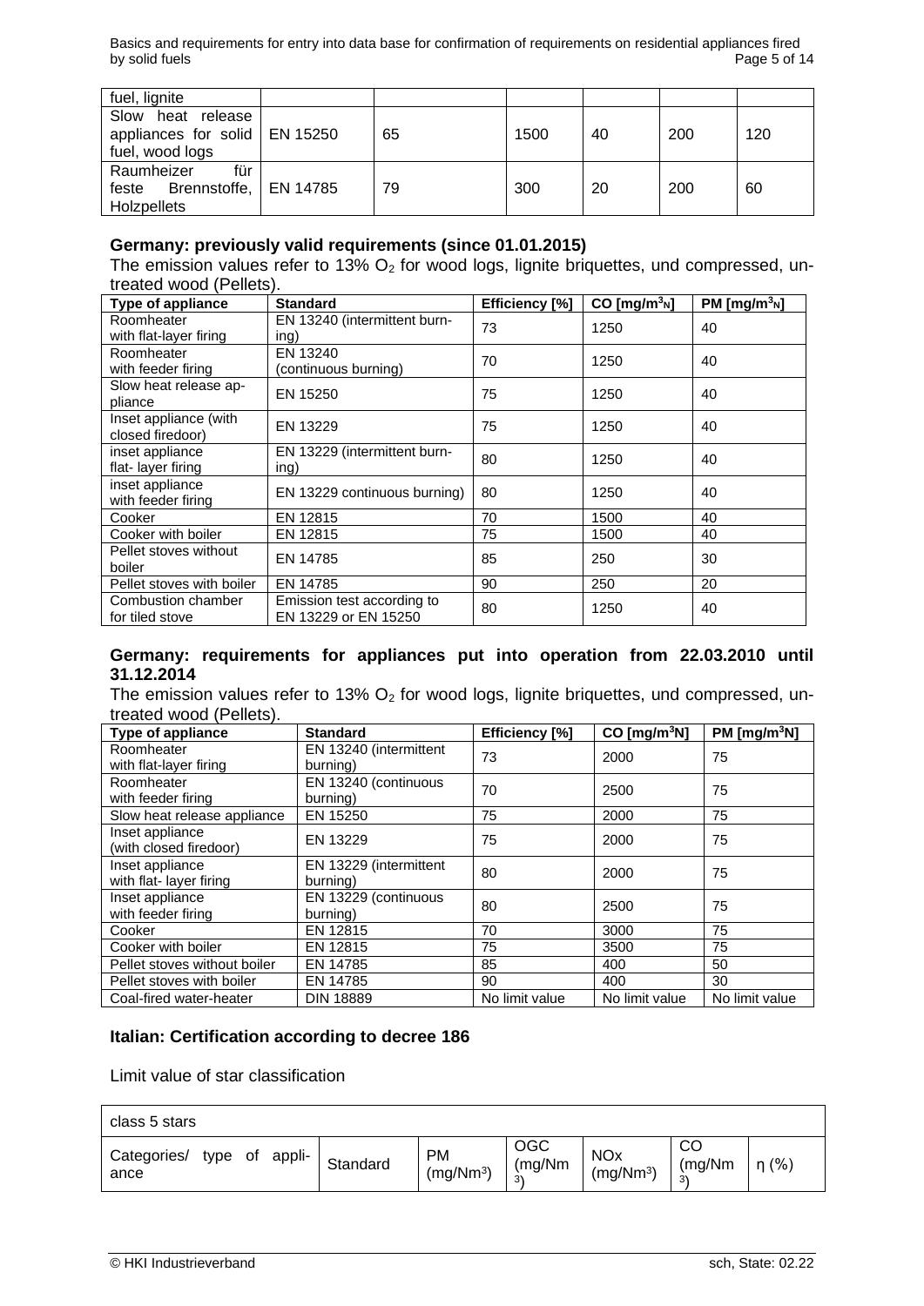| fuel, lignite | | | | | | |
|---|---|---|---|---|---|---|
| Slow heat release appliances for solid fuel, wood logs | EN 15250 | 65 | 1500 | 40 | 200 | 120 |
| Raumheizer für feste Brennstoffe, Holzpellets | EN 14785 | 79 | 300 | 20 | 200 | 60 |

### Germany: previously valid requirements (since 01.01.2015)

The emission values refer to 13% $O_2$ for wood logs, lignite briquettes, und compressed, untreated wood (Pellets).

| Type of appliance | Standard | Efficiency [%] | CO [mg/m$^3_N$] | PM [mg/m$^3_N$] |
|---|---|---|---|---|
| Roomheater with flat-layer firing | EN 13240 (intermittent burning) | 73 | 1250 | 40 |
| Roomheater with feeder firing | EN 13240 (continuous burning) | 70 | 1250 | 40 |
| Slow heat release appliance | EN 15250 | 75 | 1250 | 40 |
| Inset appliance (with closed firedoor) | EN 13229 | 75 | 1250 | 40 |
| inset appliance flat- layer firing | EN 13229 (intermittent burning) | 80 | 1250 | 40 |
| inset appliance with feeder firing | EN 13229 continuous burning) | 80 | 1250 | 40 |
| Cooker | EN 12815 | 70 | 1500 | 40 |
| Cooker with boiler | EN 12815 | 75 | 1500 | 40 |
| Pellet stoves without boiler | EN 14785 | 85 | 250 | 30 |
| Pellet stoves with boiler | EN 14785 | 90 | 250 | 20 |
| Combustion chamber for tiled stove | Emission test according to EN 13229 or EN 15250 | 80 | 1250 | 40 |

### Germany: requirements for appliances put into operation from 22.03.2010 until 31.12.2014

The emission values refer to 13% $O_2$ for wood logs, lignite briquettes, und compressed, untreated wood (Pellets).

| Type of appliance | Standard | Efficiency [%] | CO [mg/m$^3$N] | PM [mg/m$^3$N] |
|---|---|---|---|---|
| Roomheater with flat-layer firing | EN 13240 (intermittent burning) | 73 | 2000 | 75 |
| Roomheater with feeder firing | EN 13240 (continuous burning) | 70 | 2500 | 75 |
| Slow heat release appliance | EN 15250 | 75 | 2000 | 75 |
| Inset appliance (with closed firedoor) | EN 13229 | 75 | 2000 | 75 |
| Inset appliance with flat- layer firing | EN 13229 (intermittent burning) | 80 | 2000 | 75 |
| Inset appliance with feeder firing | EN 13229 (continuous burning) | 80 | 2500 | 75 |
| Cooker | EN 12815 | 70 | 3000 | 75 |
| Cooker with boiler | EN 12815 | 75 | 3500 | 75 |
| Pellet stoves without boiler | EN 14785 | 85 | 400 | 50 |
| Pellet stoves with boiler | EN 14785 | 90 | 400 | 30 |
| Coal-fired water-heater | DIN 18889 | No limit value | No limit value | No limit value |

### Italian: Certification according to decree 186

Limit value of star classification

| class 5 stars | | | | | | |
|---|---|---|---|---|---|---|
| Categories/ type of appliance | Standard | PM (mg/Nm$^3$) | OGC (mg/Nm$^3$) | NOx (mg/Nm$^3$) | CO (mg/Nm$^3$) | η (%) |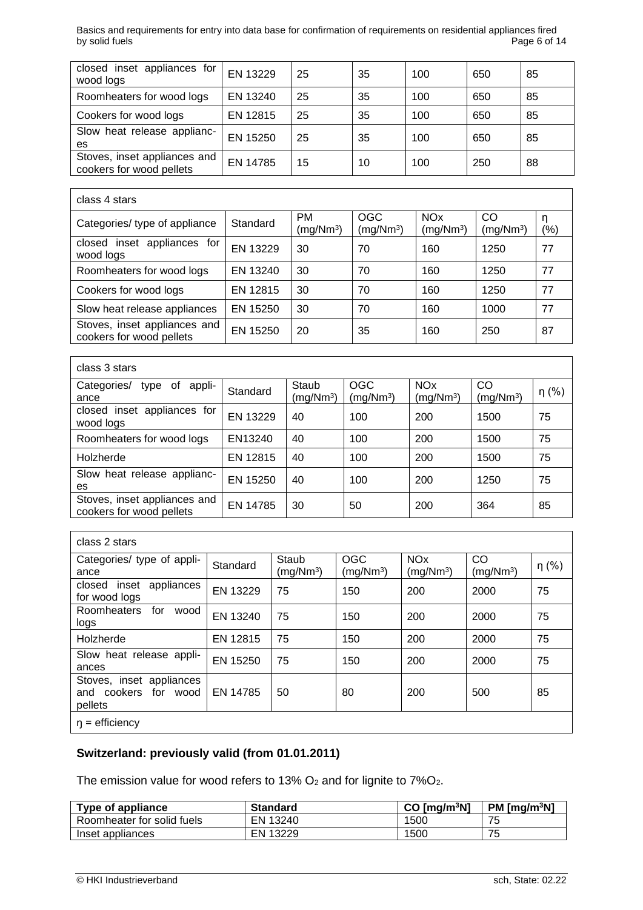| | | | | | | |
|---|---|---|---|---|---|---|
| closed inset appliances for wood logs | EN 13229 | 25 | 35 | 100 | 650 | 85 |
| Roomheaters for wood logs | EN 13240 | 25 | 35 | 100 | 650 | 85 |
| Cookers for wood logs | EN 12815 | 25 | 35 | 100 | 650 | 85 |
| Slow heat release appliances | EN 15250 | 25 | 35 | 100 | 650 | 85 |
| Stoves, inset appliances and cookers for wood pellets | EN 14785 | 15 | 10 | 100 | 250 | 88 |

| class 4 stars | | | | | | |
|---|---|---|---|---|---|---|
| Categories/ type of appliance | Standard | PM ($mg/Nm^3$) | OGC ($mg/Nm^3$) | NOx ($mg/Nm^3$) | CO ($mg/Nm^3$) | η (%) |
| closed inset appliances for wood logs | EN 13229 | 30 | 70 | 160 | 1250 | 77 |
| Roomheaters for wood logs | EN 13240 | 30 | 70 | 160 | 1250 | 77 |
| Cookers for wood logs | EN 12815 | 30 | 70 | 160 | 1250 | 77 |
| Slow heat release appliances | EN 15250 | 30 | 70 | 160 | 1000 | 77 |
| Stoves, inset appliances and cookers for wood pellets | EN 15250 | 20 | 35 | 160 | 250 | 87 |

| class 3 stars | | | | | | |
|---|---|---|---|---|---|---|
| Categories/ type of appliance | Standard | Staub ($mg/Nm^3$) | OGC ($mg/Nm^3$) | NOx ($mg/Nm^3$) | CO ($mg/Nm^3$) | η (%) |
| closed inset appliances for wood logs | EN 13229 | 40 | 100 | 200 | 1500 | 75 |
| Roomheaters for wood logs | EN13240 | 40 | 100 | 200 | 1500 | 75 |
| Holzherde | EN 12815 | 40 | 100 | 200 | 1500 | 75 |
| Slow heat release appliances | EN 15250 | 40 | 100 | 200 | 1250 | 75 |
| Stoves, inset appliances and cookers for wood pellets | EN 14785 | 30 | 50 | 200 | 364 | 85 |

| class 2 stars | | | | | | |
|---|---|---|---|---|---|---|
| Categories/ type of appliance | Standard | Staub ($mg/Nm^3$) | OGC ($mg/Nm^3$) | NOx ($mg/Nm^3$) | CO ($mg/Nm^3$) | η (%) |
| closed inset appliances for wood logs | EN 13229 | 75 | 150 | 200 | 2000 | 75 |
| Roomheaters for wood logs | EN 13240 | 75 | 150 | 200 | 2000 | 75 |
| Holzherde | EN 12815 | 75 | 150 | 200 | 2000 | 75 |
| Slow heat release appliances | EN 15250 | 75 | 150 | 200 | 2000 | 75 |
| Stoves, inset appliances and cookers for wood pellets | EN 14785 | 50 | 80 | 200 | 500 | 85 |
| η = efficiency | | | | | | |

**Switzerland: previously valid (from 01.01.2011)**

The emission value for wood refers to 13% $O_2$ and for lignite to 7%$O_2$.

| Type of appliance | Standard | CO [$mg/m^3N$] | PM [$mg/m^3N$] |
|---|---|---|---|
| Roomheater for solid fuels | EN 13240 | 1500 | 75 |
| Inset appliances | EN 13229 | 1500 | 75 |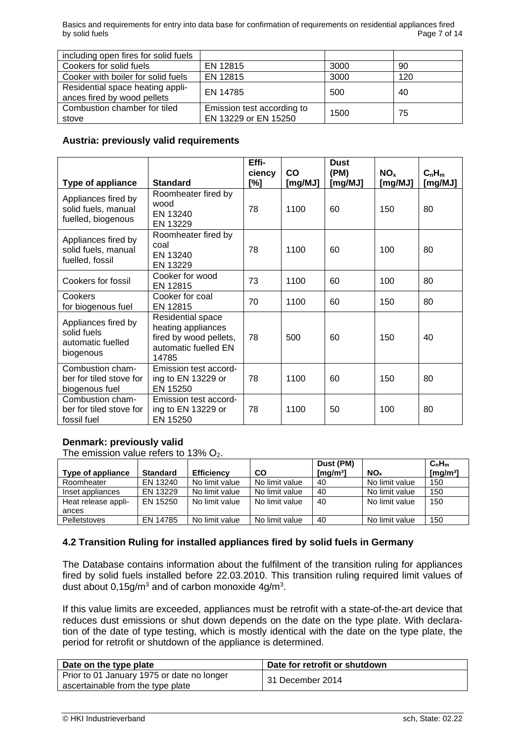| including open fires for solid fuels | | | |
|---|---|---|---|
| Cookers for solid fuels | EN 12815 | 3000 | 90 |
| Cooker with boiler for solid fuels | EN 12815 | 3000 | 120 |
| Residential space heating appliances fired by wood pellets | EN 14785 | 500 | 40 |
| Combustion chamber for tiled stove | Emission test according to EN 13229 or EN 15250 | 1500 | 75 |

**Austria: previously valid requirements**

| Type of appliance | Standard | Efficiency [%] | CO [mg/MJ] | Dust (PM) [mg/MJ] | $NO_x$ [mg/MJ] | $C_nH_m$ [mg/MJ] |
|---|---|---|---|---|---|---|
| Appliances fired by solid fuels, manual fuelled, biogenous | Roomheater fired by wood EN 13240 EN 13229 | 78 | 1100 | 60 | 150 | 80 |
| Appliances fired by solid fuels, manual fuelled, fossil | Roomheater fired by coal EN 13240 EN 13229 | 78 | 1100 | 60 | 100 | 80 |
| Cookers for fossil | Cooker for wood EN 12815 | 73 | 1100 | 60 | 100 | 80 |
| Cookers for biogenous fuel | Cooker for coal EN 12815 | 70 | 1100 | 60 | 150 | 80 |
| Appliances fired by solid fuels automatic fuelled biogenous | Residential space heating appliances fired by wood pellets, automatic fuelled EN 14785 | 78 | 500 | 60 | 150 | 40 |
| Combustion chamber for tiled stove for biogenous fuel | Emission test according to EN 13229 or EN 15250 | 78 | 1100 | 60 | 150 | 80 |
| Combustion chamber for tiled stove for fossil fuel | Emission test according to EN 13229 or EN 15250 | 78 | 1100 | 50 | 100 | 80 |

**Denmark: previously valid**

The emission value refers to 13% $O_2$.

| Type of appliance | Standard | Efficiency | CO | Dust (PM) [mg/m³] | $NO_x$ | $C_nH_m$ [mg/m³] |
|---|---|---|---|---|---|---|
| Roomheater | EN 13240 | No limit value | No limit value | 40 | No limit value | 150 |
| Inset appliances | EN 13229 | No limit value | No limit value | 40 | No limit value | 150 |
| Heat release appliances | EN 15250 | No limit value | No limit value | 40 | No limit value | 150 |
| Pelletstoves | EN 14785 | No limit value | No limit value | 40 | No limit value | 150 |

### 4.2 Transition Ruling for installed appliances fired by solid fuels in Germany

The Database contains information about the fulfilment of the transition ruling for appliances fired by solid fuels installed before 22.03.2010. This transition ruling required limit values of dust about 0,15g/m³ and of carbon monoxide 4g/m³.

If this value limits are exceeded, appliances must be retrofit with a state-of-the-art device that reduces dust emissions or shut down depends on the date on the type plate. With declaration of the date of type testing, which is mostly identical with the date on the type plate, the period for retrofit or shutdown of the appliance is determined.

| Date on the type plate | Date for retrofit or shutdown |
|---|---|
| Prior to 01 January 1975 or date no longer ascertainable from the type plate | 31 December 2014 |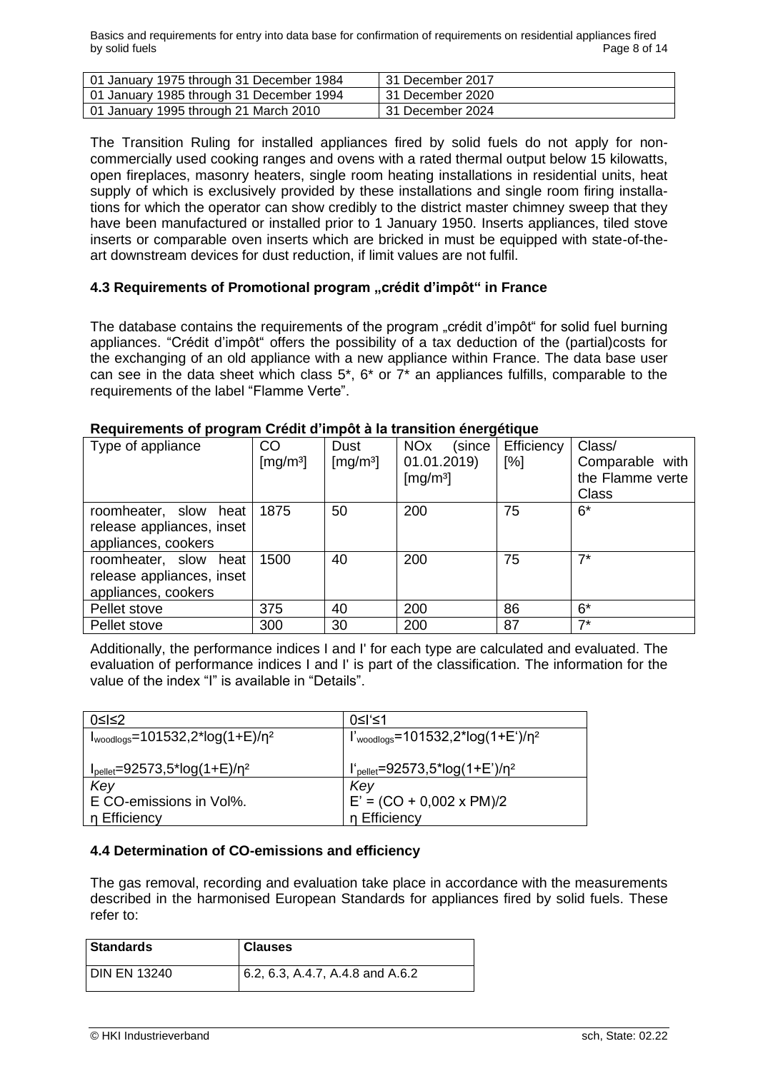| 01 January 1975 through 31 December 1984 | 31 December 2017 |
|---|---|
| 01 January 1985 through 31 December 1994 | 31 December 2020 |
| 01 January 1995 through 21 March 2010 | 31 December 2024 |

The Transition Ruling for installed appliances fired by solid fuels do not apply for non-commercially used cooking ranges and ovens with a rated thermal output below 15 kilowatts, open fireplaces, masonry heaters, single room heating installations in residential units, heat supply of which is exclusively provided by these installations and single room firing installations for which the operator can show credibly to the district master chimney sweep that they have been manufactured or installed prior to 1 January 1950. Inserts appliances, tiled stove inserts or comparable oven inserts which are bricked in must be equipped with state-of-the-art downstream devices for dust reduction, if limit values are not fulfil.

### 4.3 Requirements of Promotional program „crédit d'impôt" in France

The database contains the requirements of the program „crédit d'impôt" for solid fuel burning appliances. "Crédit d'impôt" offers the possibility of a tax deduction of the (partial)costs for the exchanging of an old appliance with a new appliance within France. The data base user can see in the data sheet which class 5*, 6* or 7* an appliances fulfills, comparable to the requirements of the label "Flamme Verte".

**Requirements of program Crédit d'impôt à la transition énergétique**

| Type of appliance | CO [mg/m³] | Dust [mg/m³] | NOx (since 01.01.2019) [mg/m³] | Efficiency [%] | Class/ Comparable with the Flamme verte Class |
|---|---|---|---|---|---|
| roomheater, slow heat release appliances, inset appliances, cookers | 1875 | 50 | 200 | 75 | 6* |
| roomheater, slow heat release appliances, inset appliances, cookers | 1500 | 40 | 200 | 75 | 7* |
| Pellet stove | 375 | 40 | 200 | 86 | 6* |
| Pellet stove | 300 | 30 | 200 | 87 | 7* |

Additionally, the performance indices I and I' for each type are calculated and evaluated. The evaluation of performance indices I and I' is part of the classification. The information for the value of the index "I" is available in "Details".

| $0 \leq I \leq 2$ | $0 \leq I' \leq 1$ |
|---|---|
| $I_{woodlogs}=101532{,}2 \cdot \log(1+E)/\eta^2$ <br> $I_{pellet}=92573{,}5 \cdot \log(1+E)/\eta^2$ | $I'_{woodlogs}=101532{,}2 \cdot \log(1+E')/\eta^2$ <br> $I'_{pellet}=92573{,}5 \cdot \log(1+E')/\eta^2$ |
| *Key* <br> E CO-emissions in Vol%. <br> η Efficiency | *Key* <br> $E' = (CO + 0{,}002 \times PM)/2$ <br> η Efficiency |

### 4.4 Determination of CO-emissions and efficiency

The gas removal, recording and evaluation take place in accordance with the measurements described in the harmonised European Standards for appliances fired by solid fuels. These refer to:

| Standards | Clauses |
|---|---|
| DIN EN 13240 | 6.2, 6.3, A.4.7, A.4.8 and A.6.2 |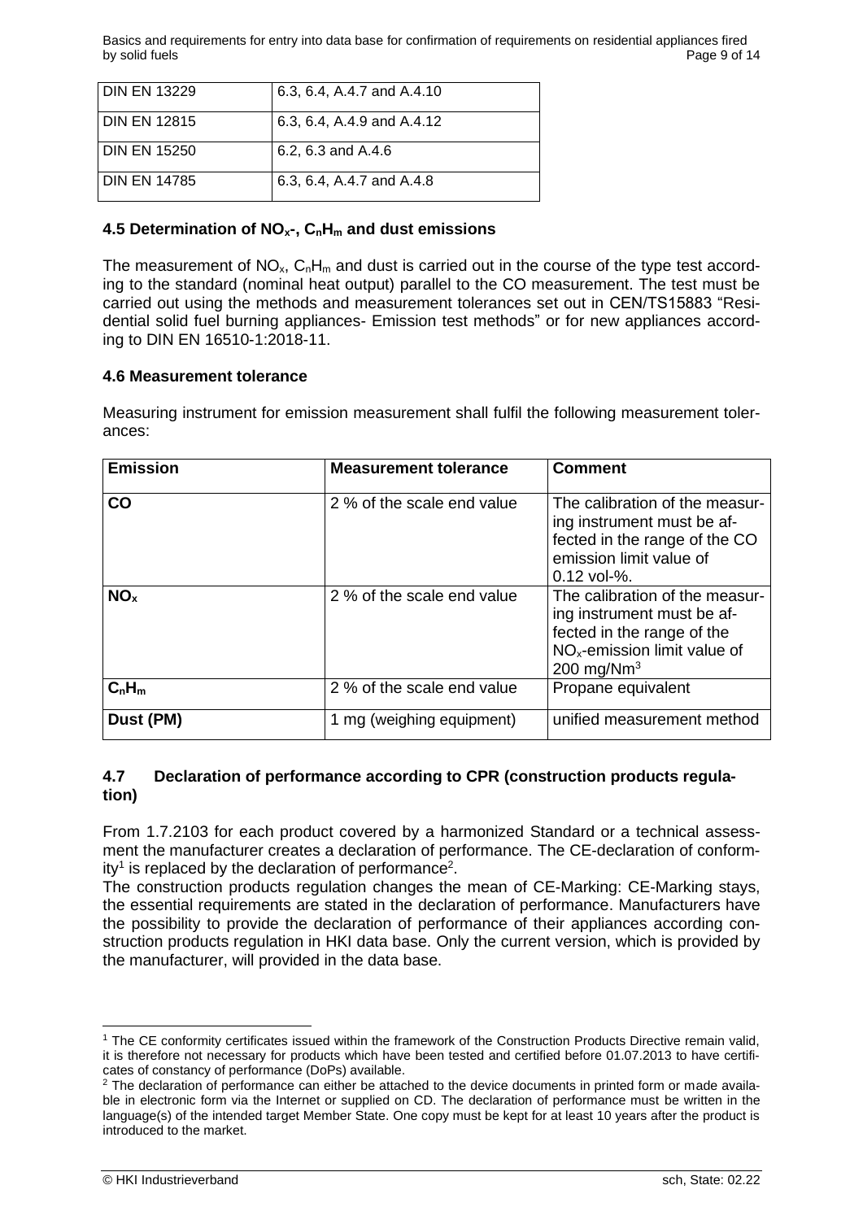| DIN EN 13229 | 6.3, 6.4, A.4.7 and A.4.10 |
|---|---|
| DIN EN 12815 | 6.3, 6.4, A.4.9 and A.4.12 |
| DIN EN 15250 | 6.2, 6.3 and A.4.6 |
| DIN EN 14785 | 6.3, 6.4, A.4.7 and A.4.8 |

### 4.5 Determination of $NO_x$-, $C_nH_m$ and dust emissions

The measurement of $NO_x$, $C_nH_m$ and dust is carried out in the course of the type test according to the standard (nominal heat output) parallel to the CO measurement. The test must be carried out using the methods and measurement tolerances set out in CEN/TS15883 "Residential solid fuel burning appliances- Emission test methods" or for new appliances according to DIN EN 16510-1:2018-11.

### 4.6 Measurement tolerance

Measuring instrument for emission measurement shall fulfil the following measurement tolerances:

| Emission | Measurement tolerance | Comment |
|---|---|---|
| **CO** | 2 % of the scale end value | The calibration of the measuring instrument must be affected in the range of the CO emission limit value of 0.12 vol-%. |
| **$NO_x$** | 2 % of the scale end value | The calibration of the measuring instrument must be affected in the range of the $NO_x$-emission limit value of 200 mg/Nm$^3$ |
| **$C_nH_m$** | 2 % of the scale end value | Propane equivalent |
| **Dust (PM)** | 1 mg (weighing equipment) | unified measurement method |

### 4.7 Declaration of performance according to CPR (construction products regulation)

From 1.7.2103 for each product covered by a harmonized Standard or a technical assessment the manufacturer creates a declaration of performance. The CE-declaration of conformity[1] is replaced by the declaration of performance[2].

The construction products regulation changes the mean of CE-Marking: CE-Marking stays, the essential requirements are stated in the declaration of performance. Manufacturers have the possibility to provide the declaration of performance of their appliances according construction products regulation in HKI data base. Only the current version, which is provided by the manufacturer, will provided in the data base.

---

[1] The CE conformity certificates issued within the framework of the Construction Products Directive remain valid, it is therefore not necessary for products which have been tested and certified before 01.07.2013 to have certificates of constancy of performance (DoPs) available.

[2] The declaration of performance can either be attached to the device documents in printed form or made available in electronic form via the Internet or supplied on CD. The declaration of performance must be written in the language(s) of the intended target Member State. One copy must be kept for at least 10 years after the product is introduced to the market.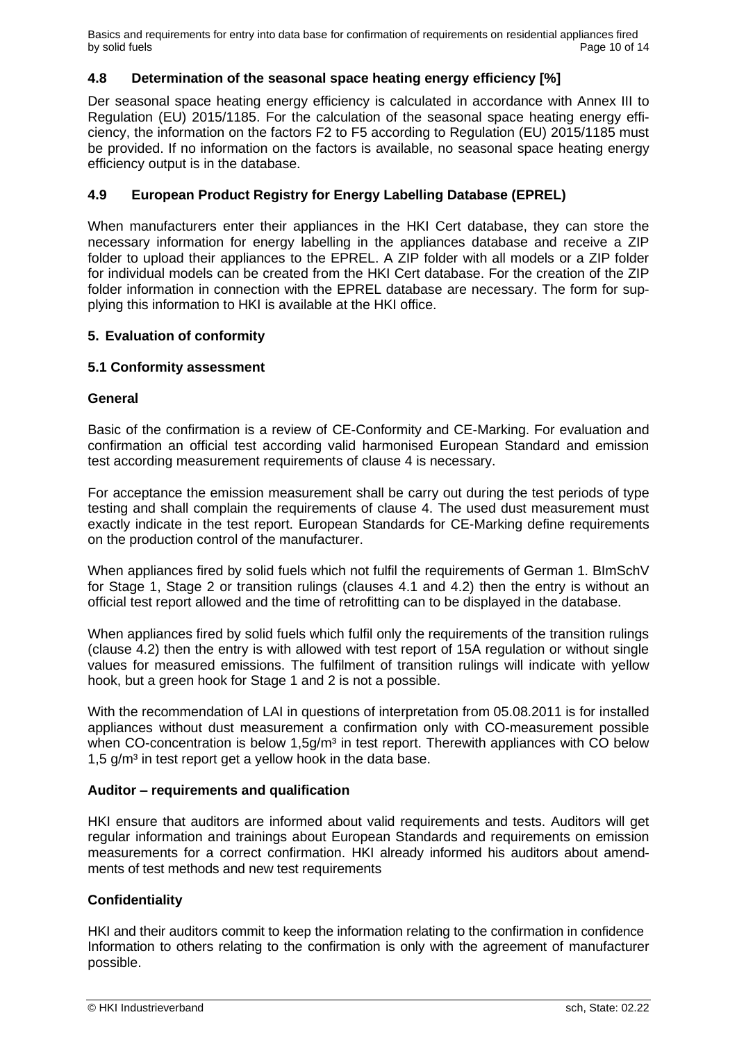### 4.8 Determination of the seasonal space heating energy efficiency [%]

Der seasonal space heating energy efficiency is calculated in accordance with Annex III to Regulation (EU) 2015/1185. For the calculation of the seasonal space heating energy efficiency, the information on the factors F2 to F5 according to Regulation (EU) 2015/1185 must be provided. If no information on the factors is available, no seasonal space heating energy efficiency output is in the database.

### 4.9 European Product Registry for Energy Labelling Database (EPREL)

When manufacturers enter their appliances in the HKI Cert database, they can store the necessary information for energy labelling in the appliances database and receive a ZIP folder to upload their appliances to the EPREL. A ZIP folder with all models or a ZIP folder for individual models can be created from the HKI Cert database. For the creation of the ZIP folder information in connection with the EPREL database are necessary. The form for supplying this information to HKI is available at the HKI office.

## 5. Evaluation of conformity

### 5.1 Conformity assessment

#### General

Basic of the confirmation is a review of CE-Conformity and CE-Marking. For evaluation and confirmation an official test according valid harmonised European Standard and emission test according measurement requirements of clause 4 is necessary.

For acceptance the emission measurement shall be carry out during the test periods of type testing and shall complain the requirements of clause 4. The used dust measurement must exactly indicate in the test report. European Standards for CE-Marking define requirements on the production control of the manufacturer.

When appliances fired by solid fuels which not fulfil the requirements of German 1. BImSchV for Stage 1, Stage 2 or transition rulings (clauses 4.1 and 4.2) then the entry is without an official test report allowed and the time of retrofitting can to be displayed in the database.

When appliances fired by solid fuels which fulfil only the requirements of the transition rulings (clause 4.2) then the entry is with allowed with test report of 15A regulation or without single values for measured emissions. The fulfilment of transition rulings will indicate with yellow hook, but a green hook for Stage 1 and 2 is not a possible.

With the recommendation of LAI in questions of interpretation from 05.08.2011 is for installed appliances without dust measurement a confirmation only with CO-measurement possible when CO-concentration is below 1,5g/m³ in test report. Therewith appliances with CO below 1,5 g/m³ in test report get a yellow hook in the data base.

#### Auditor – requirements and qualification

HKI ensure that auditors are informed about valid requirements and tests. Auditors will get regular information and trainings about European Standards and requirements on emission measurements for a correct confirmation. HKI already informed his auditors about amendments of test methods and new test requirements

#### Confidentiality

HKI and their auditors commit to keep the information relating to the confirmation in confidence Information to others relating to the confirmation is only with the agreement of manufacturer possible.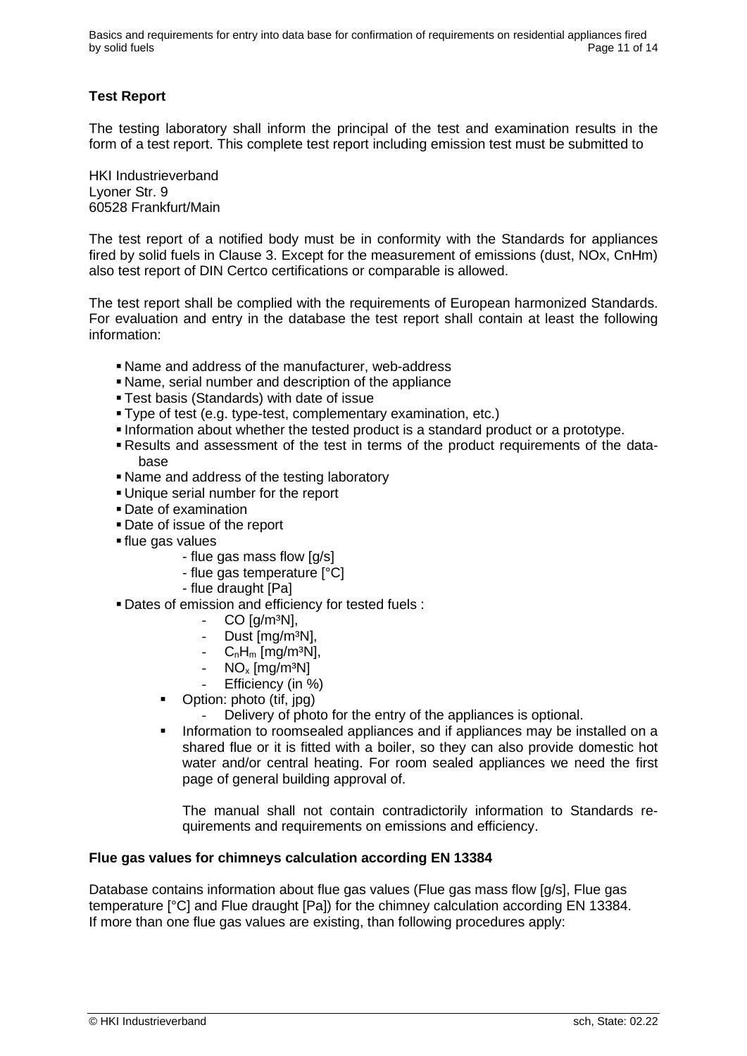**Test Report**

The testing laboratory shall inform the principal of the test and examination results in the form of a test report. This complete test report including emission test must be submitted to

HKI Industrieverband
Lyoner Str. 9
60528 Frankfurt/Main

The test report of a notified body must be in conformity with the Standards for appliances fired by solid fuels in Clause 3. Except for the measurement of emissions (dust, NOx, CnHm) also test report of DIN Certco certifications or comparable is allowed.

The test report shall be complied with the requirements of European harmonized Standards. For evaluation and entry in the database the test report shall contain at least the following information:

- Name and address of the manufacturer, web-address
- Name, serial number and description of the appliance
- Test basis (Standards) with date of issue
- Type of test (e.g. type-test, complementary examination, etc.)
- Information about whether the tested product is a standard product or a prototype.
- Results and assessment of the test in terms of the product requirements of the data-base
- Name and address of the testing laboratory
- Unique serial number for the report
- Date of examination
- Date of issue of the report
- flue gas values
  - flue gas mass flow [g/s]
  - flue gas temperature [°C]
  - flue draught [Pa]
- Dates of emission and efficiency for tested fuels :
  - CO [g/m³N],
  - Dust [mg/m³N],
  - $C_nH_m$ [mg/m³N],
  - $NO_x$ [mg/m³N]
  - Efficiency (in %)
- Option: photo (tif, jpg)
  - Delivery of photo for the entry of the appliances is optional.
- Information to roomsealed appliances and if appliances may be installed on a shared flue or it is fitted with a boiler, so they can also provide domestic hot water and/or central heating. For room sealed appliances we need the first page of general building approval of.

  The manual shall not contain contradictorily information to Standards requirements and requirements on emissions and efficiency.

**Flue gas values for chimneys calculation according EN 13384**

Database contains information about flue gas values (Flue gas mass flow [g/s], Flue gas temperature [°C] and Flue draught [Pa]) for the chimney calculation according EN 13384.
If more than one flue gas values are existing, than following procedures apply: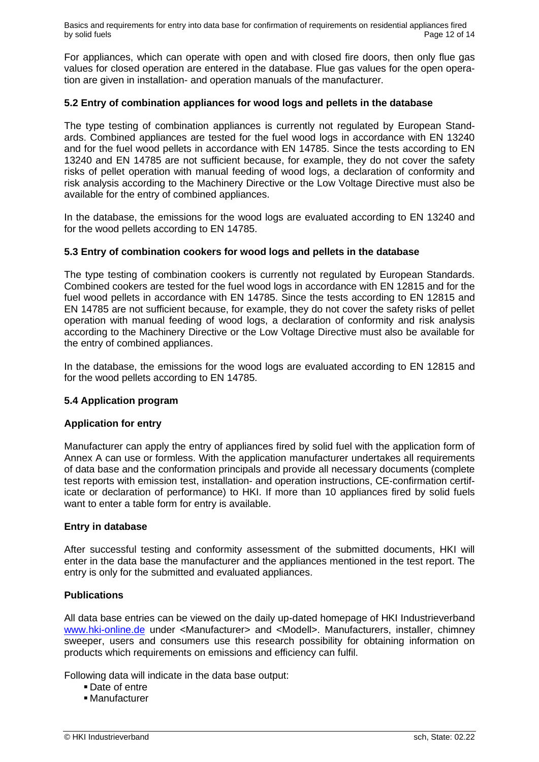For appliances, which can operate with open and with closed fire doors, then only flue gas values for closed operation are entered in the database. Flue gas values for the open operation are given in installation- and operation manuals of the manufacturer.

### 5.2 Entry of combination appliances for wood logs and pellets in the database

The type testing of combination appliances is currently not regulated by European Standards. Combined appliances are tested for the fuel wood logs in accordance with EN 13240 and for the fuel wood pellets in accordance with EN 14785. Since the tests according to EN 13240 and EN 14785 are not sufficient because, for example, they do not cover the safety risks of pellet operation with manual feeding of wood logs, a declaration of conformity and risk analysis according to the Machinery Directive or the Low Voltage Directive must also be available for the entry of combined appliances.

In the database, the emissions for the wood logs are evaluated according to EN 13240 and for the wood pellets according to EN 14785.

### 5.3 Entry of combination cookers for wood logs and pellets in the database

The type testing of combination cookers is currently not regulated by European Standards. Combined cookers are tested for the fuel wood logs in accordance with EN 12815 and for the fuel wood pellets in accordance with EN 14785. Since the tests according to EN 12815 and EN 14785 are not sufficient because, for example, they do not cover the safety risks of pellet operation with manual feeding of wood logs, a declaration of conformity and risk analysis according to the Machinery Directive or the Low Voltage Directive must also be available for the entry of combined appliances.

In the database, the emissions for the wood logs are evaluated according to EN 12815 and for the wood pellets according to EN 14785.

### 5.4 Application program

#### Application for entry

Manufacturer can apply the entry of appliances fired by solid fuel with the application form of Annex A can use or formless. With the application manufacturer undertakes all requirements of data base and the conformation principals and provide all necessary documents (complete test reports with emission test, installation- and operation instructions, CE-confirmation certificate or declaration of performance) to HKI. If more than 10 appliances fired by solid fuels want to enter a table form for entry is available.

#### Entry in database

After successful testing and conformity assessment of the submitted documents, HKI will enter in the data base the manufacturer and the appliances mentioned in the test report. The entry is only for the submitted and evaluated appliances.

#### Publications

All data base entries can be viewed on the daily up-dated homepage of HKI Industrieverband www.hki-online.de under <Manufacturer> and <Modell>. Manufacturers, installer, chimney sweeper, users and consumers use this research possibility for obtaining information on products which requirements on emissions and efficiency can fulfil.

Following data will indicate in the data base output:

- Date of entre
- Manufacturer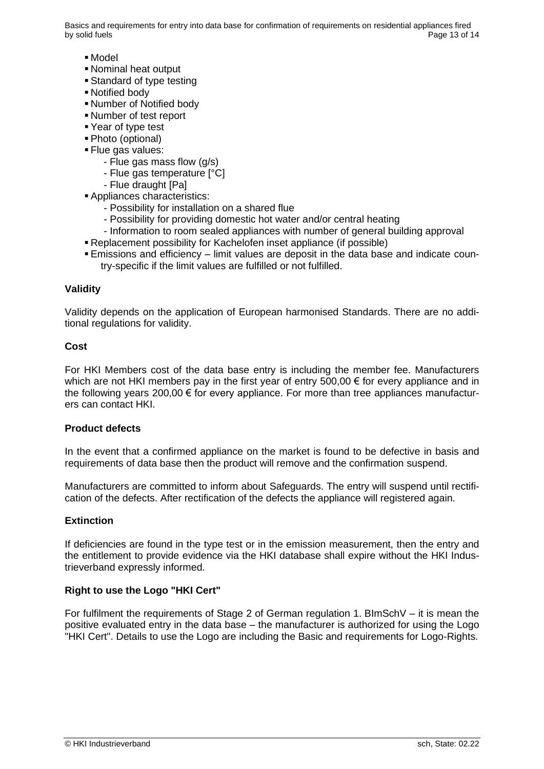- Model
- Nominal heat output
- Standard of type testing
- Notified body
- Number of Notified body
- Number of test report
- Year of type test
- Photo (optional)
- Flue gas values:
  - Flue gas mass flow (g/s)
  - Flue gas temperature [°C]
  - Flue draught [Pa]
- Appliances characteristics:
  - Possibility for installation on a shared flue
  - Possibility for providing domestic hot water and/or central heating
  - Information to room sealed appliances with number of general building approval
- Replacement possibility for Kachelofen inset appliance (if possible)
- Emissions and efficiency – limit values are deposit in the data base and indicate country-specific if the limit values are fulfilled or not fulfilled.

**Validity**

Validity depends on the application of European harmonised Standards. There are no additional regulations for validity.

**Cost**

For HKI Members cost of the data base entry is including the member fee. Manufacturers which are not HKI members pay in the first year of entry 500,00 € for every appliance and in the following years 200,00 € for every appliance. For more than tree appliances manufacturers can contact HKI.

**Product defects**

In the event that a confirmed appliance on the market is found to be defective in basis and requirements of data base then the product will remove and the confirmation suspend.

Manufacturers are committed to inform about Safeguards. The entry will suspend until rectification of the defects. After rectification of the defects the appliance will registered again.

**Extinction**

If deficiencies are found in the type test or in the emission measurement, then the entry and the entitlement to provide evidence via the HKI database shall expire without the HKI Industrieverband expressly informed.

**Right to use the Logo "HKI Cert"**

For fulfilment the requirements of Stage 2 of German regulation 1. BImSchV – it is mean the positive evaluated entry in the data base – the manufacturer is authorized for using the Logo "HKI Cert". Details to use the Logo are including the Basic and requirements for Logo-Rights.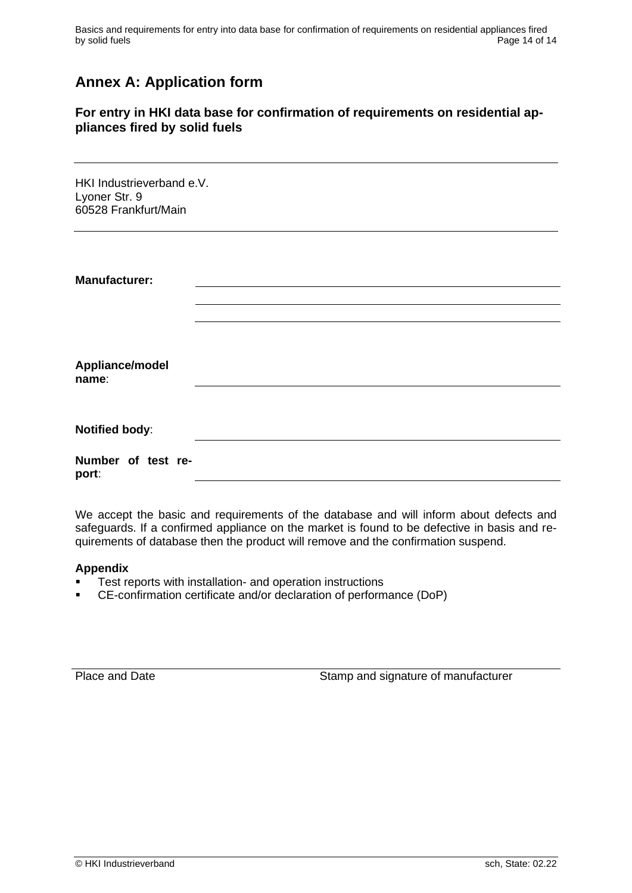# Annex A: Application form

## For entry in HKI data base for confirmation of requirements on residential appliances fired by solid fuels

---

HKI Industrieverband e.V.
Lyoner Str. 9
60528 Frankfurt/Main

---

**Manufacturer:** \_\_\_\_\_\_\_\_\_\_\_\_\_\_\_\_\_\_\_\_\_\_\_\_\_\_\_\_\_\_\_\_\_\_\_\_\_\_\_\_\_\_\_\_\_\_\_\_\_\_\_\_\_\_\_\_\_\_\_\_\_\_\_\_

\_\_\_\_\_\_\_\_\_\_\_\_\_\_\_\_\_\_\_\_\_\_\_\_\_\_\_\_\_\_\_\_\_\_\_\_\_\_\_\_\_\_\_\_\_\_\_\_\_\_\_\_\_\_\_\_\_\_\_\_\_\_\_\_

\_\_\_\_\_\_\_\_\_\_\_\_\_\_\_\_\_\_\_\_\_\_\_\_\_\_\_\_\_\_\_\_\_\_\_\_\_\_\_\_\_\_\_\_\_\_\_\_\_\_\_\_\_\_\_\_\_\_\_\_\_\_\_\_

**Appliance/model name**: \_\_\_\_\_\_\_\_\_\_\_\_\_\_\_\_\_\_\_\_\_\_\_\_\_\_\_\_\_\_\_\_\_\_\_\_\_\_\_\_\_\_\_\_\_\_\_\_\_\_\_\_\_\_\_\_\_\_\_\_\_\_\_\_

**Notified body**: \_\_\_\_\_\_\_\_\_\_\_\_\_\_\_\_\_\_\_\_\_\_\_\_\_\_\_\_\_\_\_\_\_\_\_\_\_\_\_\_\_\_\_\_\_\_\_\_\_\_\_\_\_\_\_\_\_\_\_\_\_\_\_\_

**Number of test report**: \_\_\_\_\_\_\_\_\_\_\_\_\_\_\_\_\_\_\_\_\_\_\_\_\_\_\_\_\_\_\_\_\_\_\_\_\_\_\_\_\_\_\_\_\_\_\_\_\_\_\_\_\_\_\_\_\_\_\_\_\_\_\_\_

We accept the basic and requirements of the database and will inform about defects and safeguards. If a confirmed appliance on the market is found to be defective in basis and requirements of database then the product will remove and the confirmation suspend.

**Appendix**

- Test reports with installation- and operation instructions
- CE-confirmation certificate and/or declaration of performance (DoP)

---

Place and Date                                        Stamp and signature of manufacturer